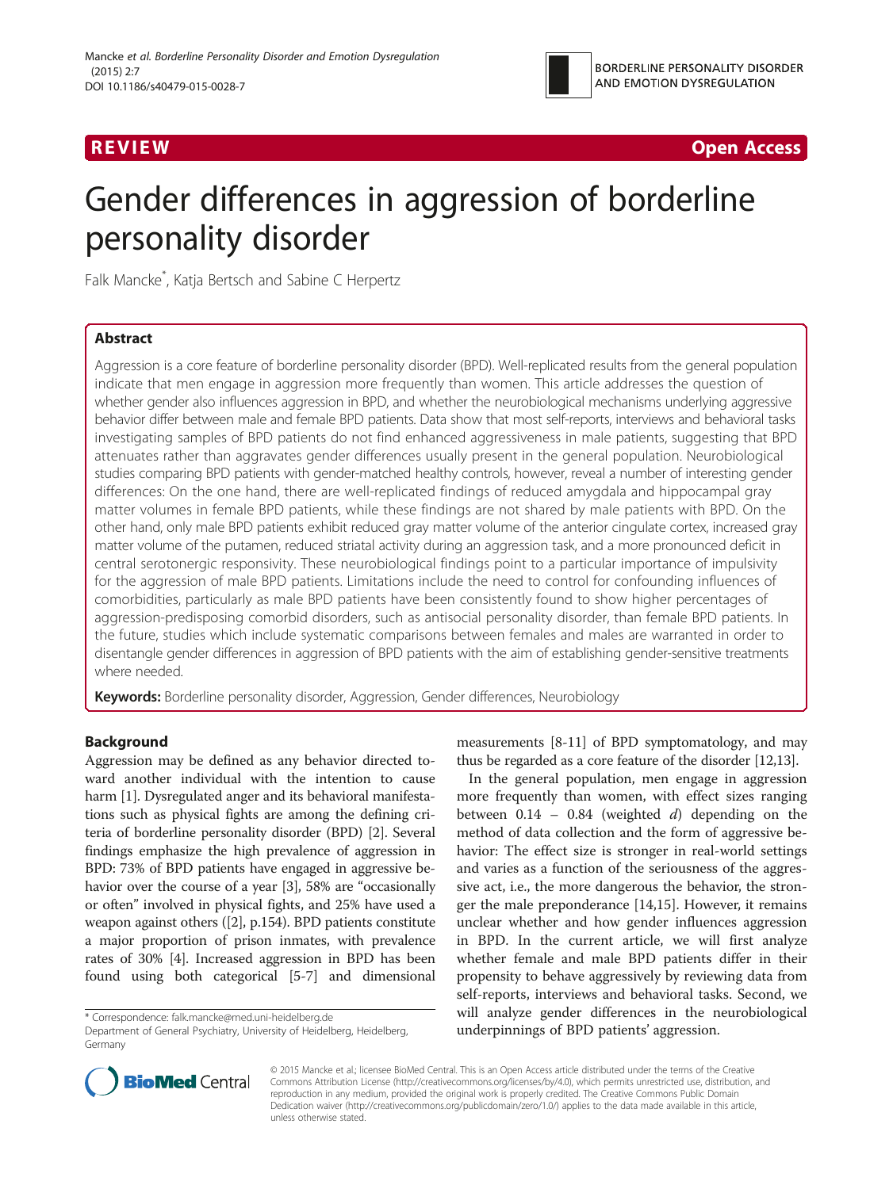REVIEW Open Access

# Gender differences in aggression of borderline personality disorder

Falk Mancke*, Katja Bertsch and Sabine C Herpertz

## Abstract

Aggression is a core feature of borderline personality disorder (BPD). Well-replicated results from the general population indicate that men engage in aggression more frequently than women. This article addresses the question of whether gender also influences aggression in BPD, and whether the neurobiological mechanisms underlying aggressive behavior differ between male and female BPD patients. Data show that most self-reports, interviews and behavioral tasks investigating samples of BPD patients do not find enhanced aggressiveness in male patients, suggesting that BPD attenuates rather than aggravates gender differences usually present in the general population. Neurobiological studies comparing BPD patients with gender-matched healthy controls, however, reveal a number of interesting gender differences: On the one hand, there are well-replicated findings of reduced amygdala and hippocampal gray matter volumes in female BPD patients, while these findings are not shared by male patients with BPD. On the other hand, only male BPD patients exhibit reduced gray matter volume of the anterior cingulate cortex, increased gray matter volume of the putamen, reduced striatal activity during an aggression task, and a more pronounced deficit in central serotonergic responsivity. These neurobiological findings point to a particular importance of impulsivity for the aggression of male BPD patients. Limitations include the need to control for confounding influences of comorbidities, particularly as male BPD patients have been consistently found to show higher percentages of aggression-predisposing comorbid disorders, such as antisocial personality disorder, than female BPD patients. In the future, studies which include systematic comparisons between females and males are warranted in order to disentangle gender differences in aggression of BPD patients with the aim of establishing gender-sensitive treatments where needed.

**Keywords:** Borderline personality disorder, Aggression, Gender differences, Neurobiology

## Background

Aggression may be defined as any behavior directed toward another individual with the intention to cause harm [1]. Dysregulated anger and its behavioral manifestations such as physical fights are among the defining criteria of borderline personality disorder (BPD) [2]. Several findings emphasize the high prevalence of aggression in BPD: 73% of BPD patients have engaged in aggressive behavior over the course of a year [3], 58% are "occasionally or often" involved in physical fights, and 25% have used a weapon against others ([2], p.154). BPD patients constitute a major proportion of prison inmates, with prevalence rates of 30% [4]. Increased aggression in BPD has been found using both categorical [5-7] and dimensional measurements [8-11] of BPD symptomatology, and may thus be regarded as a core feature of the disorder [12,13].

In the general population, men engage in aggression more frequently than women, with effect sizes ranging between 0.14 – 0.84 (weighted $d$) depending on the method of data collection and the form of aggressive behavior: The effect size is stronger in real-world settings and varies as a function of the seriousness of the aggressive act, i.e., the more dangerous the behavior, the stronger the male preponderance [14,15]. However, it remains unclear whether and how gender influences aggression in BPD. In the current article, we will first analyze whether female and male BPD patients differ in their propensity to behave aggressively by reviewing data from self-reports, interviews and behavioral tasks. Second, we will analyze gender differences in the neurobiological underpinnings of BPD patients' aggression.

* Correspondence: falk.mancke@med.uni-heidelberg.de
Department of General Psychiatry, University of Heidelberg, Heidelberg, Germany

© 2015 Mancke et al.; licensee BioMed Central. This is an Open Access article distributed under the terms of the Creative Commons Attribution License (http://creativecommons.org/licenses/by/4.0), which permits unrestricted use, distribution, and reproduction in any medium, provided the original work is properly credited. The Creative Commons Public Domain Dedication waiver (http://creativecommons.org/publicdomain/zero/1.0/) applies to the data made available in this article, unless otherwise stated.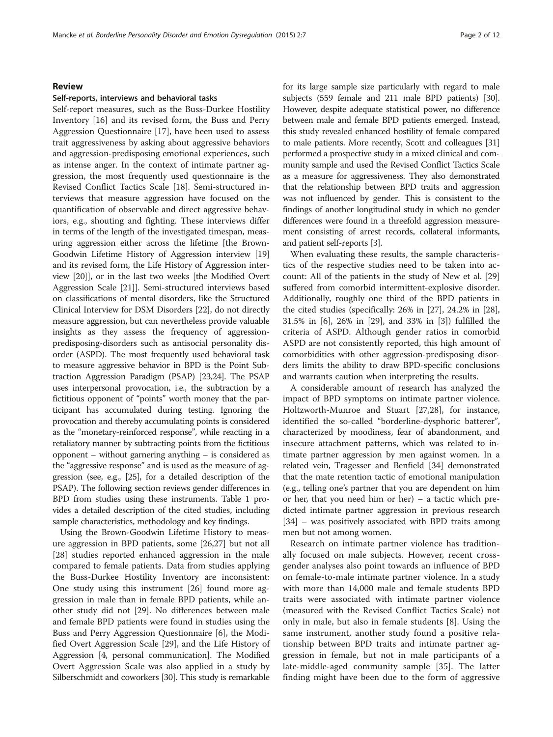## Review

### Self-reports, interviews and behavioral tasks

Self-report measures, such as the Buss-Durkee Hostility Inventory [16] and its revised form, the Buss and Perry Aggression Questionnaire [17], have been used to assess trait aggressiveness by asking about aggressive behaviors and aggression-predisposing emotional experiences, such as intense anger. In the context of intimate partner aggression, the most frequently used questionnaire is the Revised Conflict Tactics Scale [18]. Semi-structured interviews that measure aggression have focused on the quantification of observable and direct aggressive behaviors, e.g., shouting and fighting. These interviews differ in terms of the length of the investigated timespan, measuring aggression either across the lifetime [the Brown-Goodwin Lifetime History of Aggression interview [19] and its revised form, the Life History of Aggression interview [20]], or in the last two weeks [the Modified Overt Aggression Scale [21]]. Semi-structured interviews based on classifications of mental disorders, like the Structured Clinical Interview for DSM Disorders [22], do not directly measure aggression, but can nevertheless provide valuable insights as they assess the frequency of aggression-predisposing-disorders such as antisocial personality disorder (ASPD). The most frequently used behavioral task to measure aggressive behavior in BPD is the Point Subtraction Aggression Paradigm (PSAP) [23,24]. The PSAP uses interpersonal provocation, i.e., the subtraction by a fictitious opponent of "points" worth money that the participant has accumulated during testing. Ignoring the provocation and thereby accumulating points is considered as the "monetary-reinforced response", while reacting in a retaliatory manner by subtracting points from the fictitious opponent – without garnering anything – is considered as the "aggressive response" and is used as the measure of aggression (see, e.g., [25], for a detailed description of the PSAP). The following section reviews gender differences in BPD from studies using these instruments. Table 1 provides a detailed description of the cited studies, including sample characteristics, methodology and key findings.

Using the Brown-Goodwin Lifetime History to measure aggression in BPD patients, some [26,27] but not all [28] studies reported enhanced aggression in the male compared to female patients. Data from studies applying the Buss-Durkee Hostility Inventory are inconsistent: One study using this instrument [26] found more aggression in male than in female BPD patients, while another study did not [29]. No differences between male and female BPD patients were found in studies using the Buss and Perry Aggression Questionnaire [6], the Modified Overt Aggression Scale [29], and the Life History of Aggression [4, personal communication]. The Modified Overt Aggression Scale was also applied in a study by Silberschmidt and coworkers [30]. This study is remarkable for its large sample size particularly with regard to male subjects (559 female and 211 male BPD patients) [30]. However, despite adequate statistical power, no difference between male and female BPD patients emerged. Instead, this study revealed enhanced hostility of female compared to male patients. More recently, Scott and colleagues [31] performed a prospective study in a mixed clinical and community sample and used the Revised Conflict Tactics Scale as a measure for aggressiveness. They also demonstrated that the relationship between BPD traits and aggression was not influenced by gender. This is consistent to the findings of another longitudinal study in which no gender differences were found in a threefold aggression measurement consisting of arrest records, collateral informants, and patient self-reports [3].

When evaluating these results, the sample characteristics of the respective studies need to be taken into account: All of the patients in the study of New et al. [29] suffered from comorbid intermittent-explosive disorder. Additionally, roughly one third of the BPD patients in the cited studies (specifically: 26% in [27], 24.2% in [28], 31.5% in [6], 26% in [29], and 33% in [3]) fulfilled the criteria of ASPD. Although gender ratios in comorbid ASPD are not consistently reported, this high amount of comorbidities with other aggression-predisposing disorders limits the ability to draw BPD-specific conclusions and warrants caution when interpreting the results.

A considerable amount of research has analyzed the impact of BPD symptoms on intimate partner violence. Holtzworth-Munroe and Stuart [27,28], for instance, identified the so-called "borderline-dysphoric batterer", characterized by moodiness, fear of abandonment, and insecure attachment patterns, which was related to intimate partner aggression by men against women. In a related vein, Tragesser and Benfield [34] demonstrated that the mate retention tactic of emotional manipulation (e.g., telling one's partner that you are dependent on him or her, that you need him or her) – a tactic which predicted intimate partner aggression in previous research [34] – was positively associated with BPD traits among men but not among women.

Research on intimate partner violence has traditionally focused on male subjects. However, recent cross-gender analyses also point towards an influence of BPD on female-to-male intimate partner violence. In a study with more than 14,000 male and female students BPD traits were associated with intimate partner violence (measured with the Revised Conflict Tactics Scale) not only in male, but also in female students [8]. Using the same instrument, another study found a positive relationship between BPD traits and intimate partner aggression in female, but not in male participants of a late-middle-aged community sample [35]. The latter finding might have been due to the form of aggressive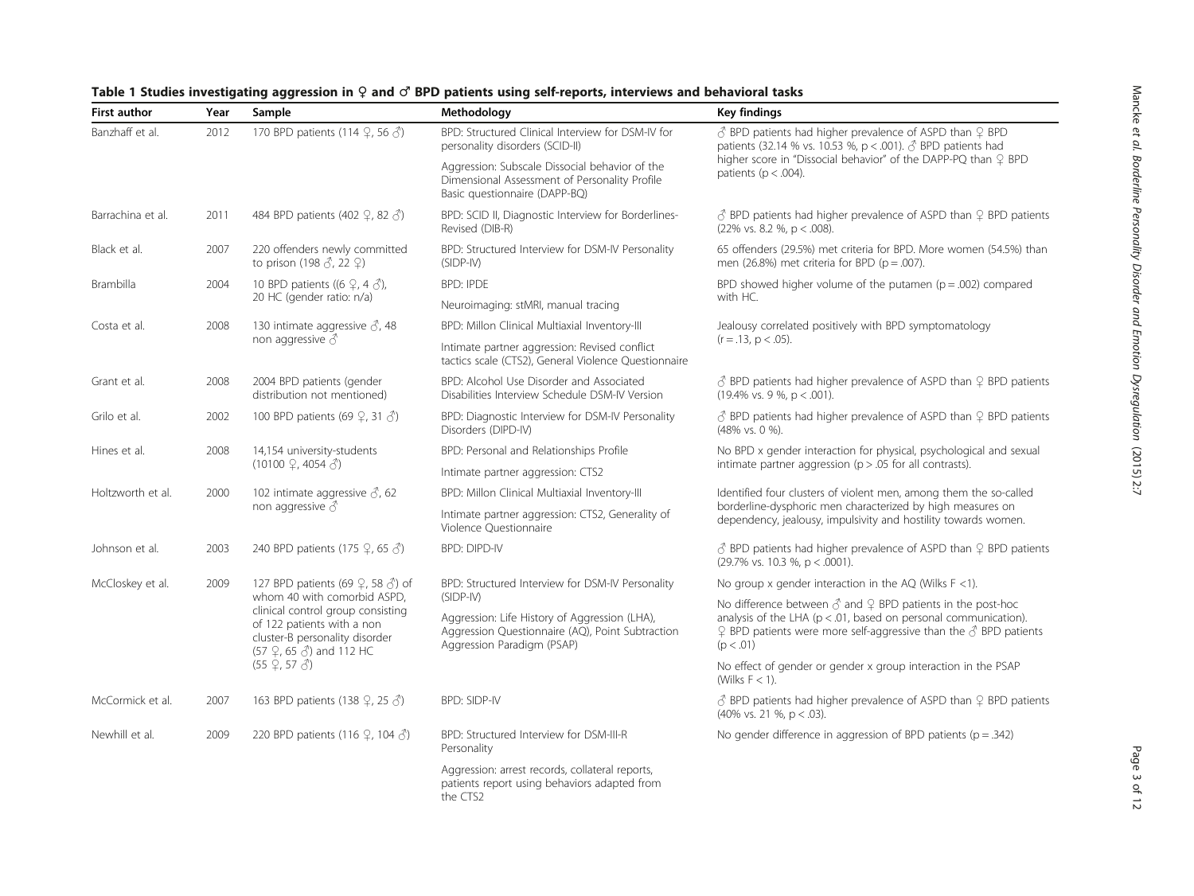**Table 1 Studies investigating aggression in ♀ and ♂ BPD patients using self-reports, interviews and behavioral tasks**

| First author | Year | Sample | Methodology | Key findings |
|---|---|---|---|---|
| Banzhaff et al. | 2012 | 170 BPD patients (114 ♀, 56 ♂) | BPD: Structured Clinical Interview for DSM-IV for personality disorders (SCID-II)<br>Aggression: Subscale Dissocial behavior of the Dimensional Assessment of Personality Profile Basic questionnaire (DAPP-BQ) | ♂ BPD patients had higher prevalence of ASPD than ♀ BPD patients (32.14 % vs. 10.53 %, $p < .001$). ♂ BPD patients had higher score in "Dissocial behavior" of the DAPP-PQ than ♀ BPD patients ($p < .004$). |
| Barrachina et al. | 2011 | 484 BPD patients (402 ♀, 82 ♂) | BPD: SCID II, Diagnostic Interview for Borderlines-Revised (DIB-R) | ♂ BPD patients had higher prevalence of ASPD than ♀ BPD patients (22% vs. 8.2 %, $p < .008$). |
| Black et al. | 2007 | 220 offenders newly committed to prison (198 ♂, 22 ♀) | BPD: Structured Interview for DSM-IV Personality (SIDP-IV) | 65 offenders (29.5%) met criteria for BPD. More women (54.5%) than men (26.8%) met criteria for BPD ($p = .007$). |
| Brambilla | 2004 | 10 BPD patients ((6 ♀, 4 ♂), 20 HC (gender ratio: n/a) | BPD: IPDE<br>Neuroimaging: stMRI, manual tracing | BPD showed higher volume of the putamen ($p = .002$) compared with HC. |
| Costa et al. | 2008 | 130 intimate aggressive ♂, 48 non aggressive ♂ | BPD: Millon Clinical Multiaxial Inventory-III<br>Intimate partner aggression: Revised conflict tactics scale (CTS2), General Violence Questionnaire | Jealousy correlated positively with BPD symptomatology ($r = .13$, $p < .05$). |
| Grant et al. | 2008 | 2004 BPD patients (gender distribution not mentioned) | BPD: Alcohol Use Disorder and Associated Disabilities Interview Schedule DSM-IV Version | ♂ BPD patients had higher prevalence of ASPD than ♀ BPD patients (19.4% vs. 9 %, $p < .001$). |
| Grilo et al. | 2002 | 100 BPD patients (69 ♀, 31 ♂) | BPD: Diagnostic Interview for DSM-IV Personality Disorders (DIPD-IV) | ♂ BPD patients had higher prevalence of ASPD than ♀ BPD patients (48% vs. 0 %). |
| Hines et al. | 2008 | 14,154 university-students (10100 ♀, 4054 ♂) | BPD: Personal and Relationships Profile<br>Intimate partner aggression: CTS2 | No BPD x gender interaction for physical, psychological and sexual intimate partner aggression ($p > .05$ for all contrasts). |
| Holtzworth et al. | 2000 | 102 intimate aggressive ♂, 62 non aggressive ♂ | BPD: Millon Clinical Multiaxial Inventory-III<br>Intimate partner aggression: CTS2, Generality of Violence Questionnaire | Identified four clusters of violent men, among them the so-called borderline-dysphoric men characterized by high measures on dependency, jealousy, impulsivity and hostility towards women. |
| Johnson et al. | 2003 | 240 BPD patients (175 ♀, 65 ♂) | BPD: DIPD-IV | ♂ BPD patients had higher prevalence of ASPD than ♀ BPD patients (29.7% vs. 10.3 %, $p < .0001$). |
| McCloskey et al. | 2009 | 127 BPD patients (69 ♀, 58 ♂) of whom 40 with comorbid ASPD, clinical control group consisting of 122 patients with a non cluster-B personality disorder (57 ♀, 65 ♂) and 112 HC (55 ♀, 57 ♂) | BPD: Structured Interview for DSM-IV Personality (SIDP-IV)<br>Aggression: Life History of Aggression (LHA), Aggression Questionnaire (AQ), Point Subtraction Aggression Paradigm (PSAP) | No group x gender interaction in the AQ (Wilks $F < 1$).<br>No difference between ♂ and ♀ BPD patients in the post-hoc analysis of the LHA ($p < .01$, based on personal communication). ♀ BPD patients were more self-aggressive than the ♂ BPD patients ($p < .01$)<br>No effect of gender or gender x group interaction in the PSAP (Wilks $F < 1$). |
| McCormick et al. | 2007 | 163 BPD patients (138 ♀, 25 ♂) | BPD: SIDP-IV | ♂ BPD patients had higher prevalence of ASPD than ♀ BPD patients (40% vs. 21 %, $p < .03$). |
| Newhill et al. | 2009 | 220 BPD patients (116 ♀, 104 ♂) | BPD: Structured Interview for DSM-III-R Personality<br>Aggression: arrest records, collateral reports, patients report using behaviors adapted from the CTS2 | No gender difference in aggression of BPD patients ($p = .342$) |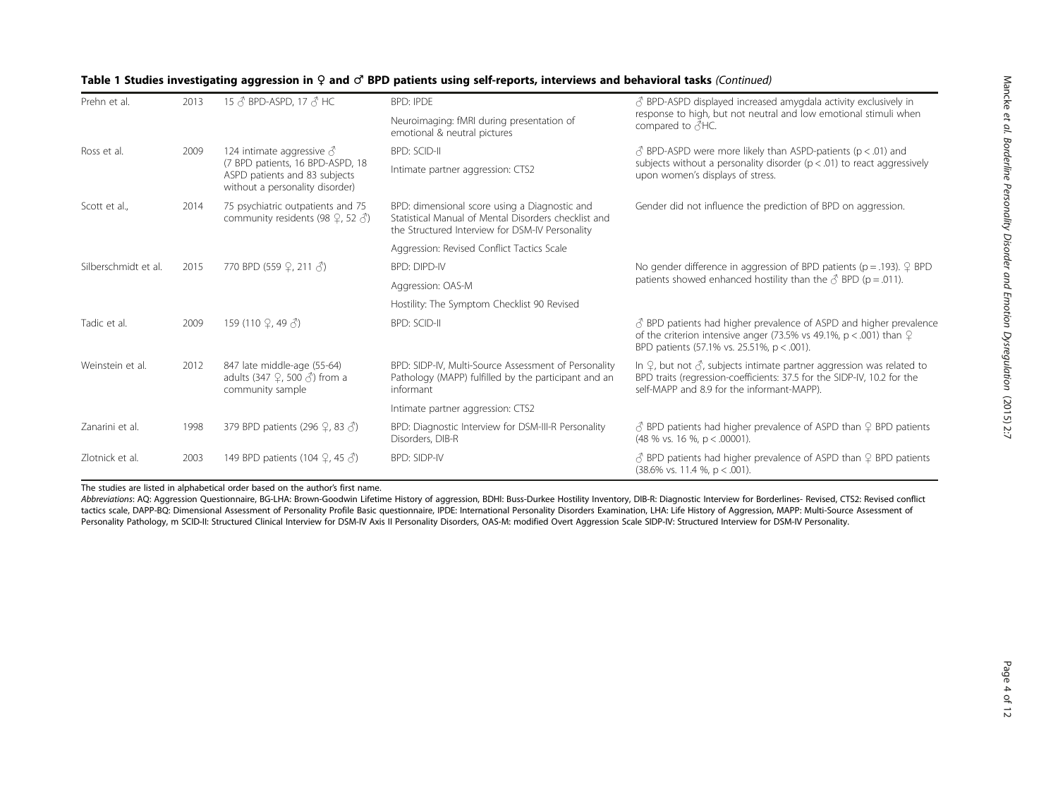**Table 1 Studies investigating aggression in ♀ and ♂ BPD patients using self-reports, interviews and behavioral tasks** *(Continued)*

| | | | | |
|---|---|---|---|---|
| Prehn et al. | 2013 | 15 ♂ BPD-ASPD, 17 ♂ HC | BPD: IPDE<br>Neuroimaging: fMRI during presentation of emotional & neutral pictures | ♂ BPD-ASPD displayed increased amygdala activity exclusively in response to high, but not neutral and low emotional stimuli when compared to ♂HC. |
| Ross et al. | 2009 | 124 intimate aggressive ♂ (7 BPD patients, 16 BPD-ASPD, 18 ASPD patients and 83 subjects without a personality disorder) | BPD: SCID-II<br>Intimate partner aggression: CTS2 | ♂ BPD-ASPD were more likely than ASPD-patients ($p < .01$) and subjects without a personality disorder ($p < .01$) to react aggressively upon women's displays of stress. |
| Scott et al., | 2014 | 75 psychiatric outpatients and 75 community residents (98 ♀, 52 ♂) | BPD: dimensional score using a Diagnostic and Statistical Manual of Mental Disorders checklist and the Structured Interview for DSM-IV Personality<br>Aggression: Revised Conflict Tactics Scale | Gender did not influence the prediction of BPD on aggression. |
| Silberschmidt et al. | 2015 | 770 BPD (559 ♀, 211 ♂) | BPD: DIPD-IV<br>Aggression: OAS-M<br>Hostility: The Symptom Checklist 90 Revised | No gender difference in aggression of BPD patients ($p = .193$). ♀ BPD patients showed enhanced hostility than the ♂ BPD ($p = .011$). |
| Tadic et al. | 2009 | 159 (110 ♀, 49 ♂) | BPD: SCID-II | ♂ BPD patients had higher prevalence of ASPD and higher prevalence of the criterion intensive anger (73.5% vs 49.1%, $p < .001$) than ♀ BPD patients (57.1% vs. 25.51%, $p < .001$). |
| Weinstein et al. | 2012 | 847 late middle-age (55-64) adults (347 ♀, 500 ♂) from a community sample | BPD: SIDP-IV, Multi-Source Assessment of Personality Pathology (MAPP) fulfilled by the participant and an informant<br>Intimate partner aggression: CTS2 | In ♀, but not ♂, subjects intimate partner aggression was related to BPD traits (regression-coefficients: 37.5 for the SIDP-IV, 10.2 for the self-MAPP and 8.9 for the informant-MAPP). |
| Zanarini et al. | 1998 | 379 BPD patients (296 ♀, 83 ♂) | BPD: Diagnostic Interview for DSM-III-R Personality Disorders, DIB-R | ♂ BPD patients had higher prevalence of ASPD than ♀ BPD patients (48 % vs. 16 %, $p < .00001$). |
| Zlotnick et al. | 2003 | 149 BPD patients (104 ♀, 45 ♂) | BPD: SIDP-IV | ♂ BPD patients had higher prevalence of ASPD than ♀ BPD patients (38.6% vs. 11.4 %, $p < .001$). |

The studies are listed in alphabetical order based on the author's first name.

*Abbreviations*: AQ: Aggression Questionnaire, BG-LHA: Brown-Goodwin Lifetime History of aggression, BDHI: Buss-Durkee Hostility Inventory, DIB-R: Diagnostic Interview for Borderlines- Revised, CTS2: Revised conflict tactics scale, DAPP-BQ: Dimensional Assessment of Personality Profile Basic questionnaire, IPDE: International Personality Disorders Examination, LHA: Life History of Aggression, MAPP: Multi-Source Assessment of Personality Pathology, m SCID-II: Structured Clinical Interview for DSM-IV Axis II Personality Disorders, OAS-M: modified Overt Aggression Scale SIDP-IV: Structured Interview for DSM-IV Personality.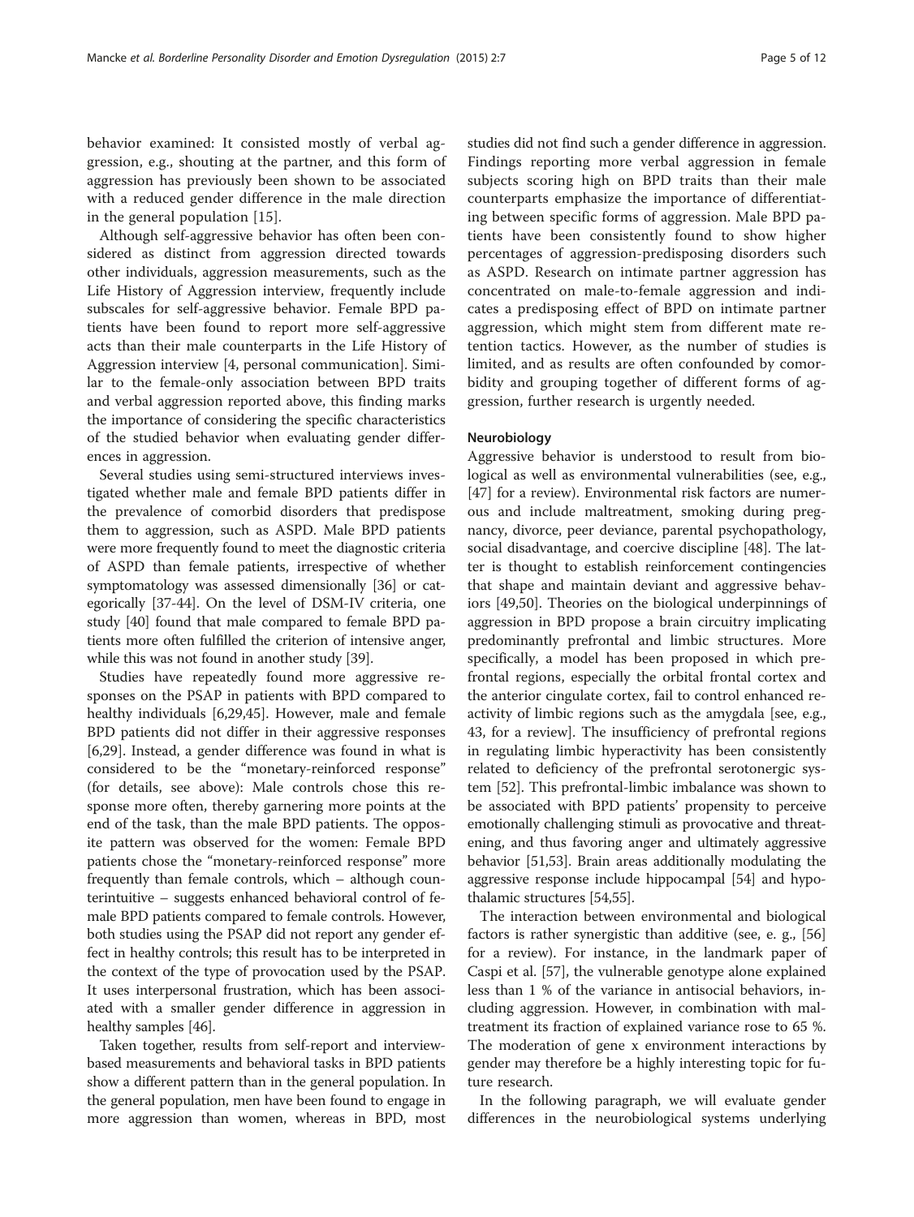behavior examined: It consisted mostly of verbal aggression, e.g., shouting at the partner, and this form of aggression has previously been shown to be associated with a reduced gender difference in the male direction in the general population [15].

Although self-aggressive behavior has often been considered as distinct from aggression directed towards other individuals, aggression measurements, such as the Life History of Aggression interview, frequently include subscales for self-aggressive behavior. Female BPD patients have been found to report more self-aggressive acts than their male counterparts in the Life History of Aggression interview [4, personal communication]. Similar to the female-only association between BPD traits and verbal aggression reported above, this finding marks the importance of considering the specific characteristics of the studied behavior when evaluating gender differences in aggression.

Several studies using semi-structured interviews investigated whether male and female BPD patients differ in the prevalence of comorbid disorders that predispose them to aggression, such as ASPD. Male BPD patients were more frequently found to meet the diagnostic criteria of ASPD than female patients, irrespective of whether symptomatology was assessed dimensionally [36] or categorically [37-44]. On the level of DSM-IV criteria, one study [40] found that male compared to female BPD patients more often fulfilled the criterion of intensive anger, while this was not found in another study [39].

Studies have repeatedly found more aggressive responses on the PSAP in patients with BPD compared to healthy individuals [6,29,45]. However, male and female BPD patients did not differ in their aggressive responses [6,29]. Instead, a gender difference was found in what is considered to be the "monetary-reinforced response" (for details, see above): Male controls chose this response more often, thereby garnering more points at the end of the task, than the male BPD patients. The opposite pattern was observed for the women: Female BPD patients chose the "monetary-reinforced response" more frequently than female controls, which – although counterintuitive – suggests enhanced behavioral control of female BPD patients compared to female controls. However, both studies using the PSAP did not report any gender effect in healthy controls; this result has to be interpreted in the context of the type of provocation used by the PSAP. It uses interpersonal frustration, which has been associated with a smaller gender difference in aggression in healthy samples [46].

Taken together, results from self-report and interview-based measurements and behavioral tasks in BPD patients show a different pattern than in the general population. In the general population, men have been found to engage in more aggression than women, whereas in BPD, most studies did not find such a gender difference in aggression. Findings reporting more verbal aggression in female subjects scoring high on BPD traits than their male counterparts emphasize the importance of differentiating between specific forms of aggression. Male BPD patients have been consistently found to show higher percentages of aggression-predisposing disorders such as ASPD. Research on intimate partner aggression has concentrated on male-to-female aggression and indicates a predisposing effect of BPD on intimate partner aggression, which might stem from different mate retention tactics. However, as the number of studies is limited, and as results are often confounded by comorbidity and grouping together of different forms of aggression, further research is urgently needed.

### Neurobiology

Aggressive behavior is understood to result from biological as well as environmental vulnerabilities (see, e.g., [47] for a review). Environmental risk factors are numerous and include maltreatment, smoking during pregnancy, divorce, peer deviance, parental psychopathology, social disadvantage, and coercive discipline [48]. The latter is thought to establish reinforcement contingencies that shape and maintain deviant and aggressive behaviors [49,50]. Theories on the biological underpinnings of aggression in BPD propose a brain circuitry implicating predominantly prefrontal and limbic structures. More specifically, a model has been proposed in which prefrontal regions, especially the orbital frontal cortex and the anterior cingulate cortex, fail to control enhanced reactivity of limbic regions such as the amygdala [see, e.g., 43, for a review]. The insufficiency of prefrontal regions in regulating limbic hyperactivity has been consistently related to deficiency of the prefrontal serotonergic system [52]. This prefrontal-limbic imbalance was shown to be associated with BPD patients' propensity to perceive emotionally challenging stimuli as provocative and threatening, and thus favoring anger and ultimately aggressive behavior [51,53]. Brain areas additionally modulating the aggressive response include hippocampal [54] and hypothalamic structures [54,55].

The interaction between environmental and biological factors is rather synergistic than additive (see, e. g., [56] for a review). For instance, in the landmark paper of Caspi et al. [57], the vulnerable genotype alone explained less than 1 % of the variance in antisocial behaviors, including aggression. However, in combination with maltreatment its fraction of explained variance rose to 65 %. The moderation of gene x environment interactions by gender may therefore be a highly interesting topic for future research.

In the following paragraph, we will evaluate gender differences in the neurobiological systems underlying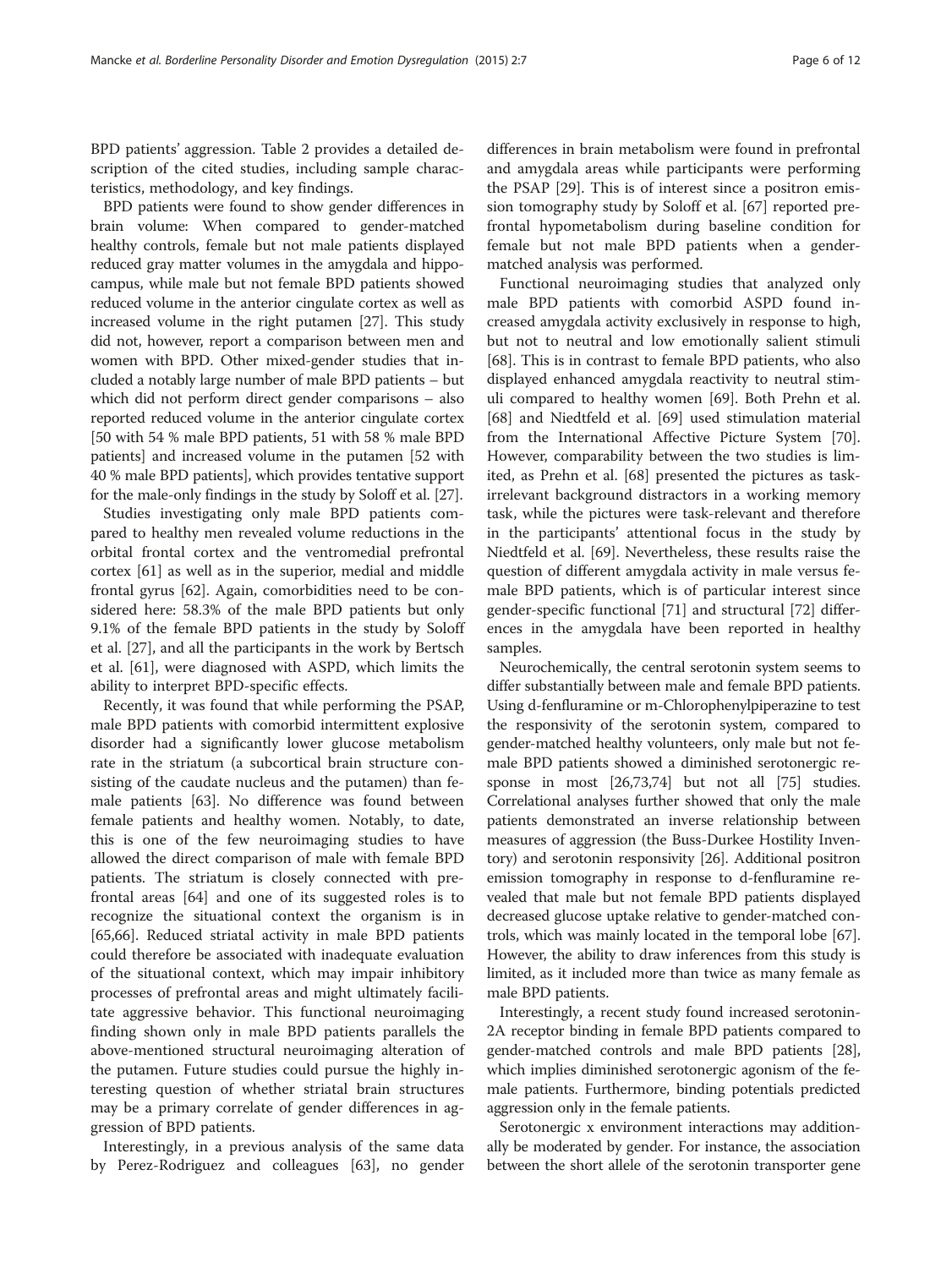BPD patients' aggression. Table 2 provides a detailed description of the cited studies, including sample characteristics, methodology, and key findings.

BPD patients were found to show gender differences in brain volume: When compared to gender-matched healthy controls, female but not male patients displayed reduced gray matter volumes in the amygdala and hippocampus, while male but not female BPD patients showed reduced volume in the anterior cingulate cortex as well as increased volume in the right putamen [27]. This study did not, however, report a comparison between men and women with BPD. Other mixed-gender studies that included a notably large number of male BPD patients – but which did not perform direct gender comparisons – also reported reduced volume in the anterior cingulate cortex [50 with 54 % male BPD patients, 51 with 58 % male BPD patients] and increased volume in the putamen [52 with 40 % male BPD patients], which provides tentative support for the male-only findings in the study by Soloff et al. [27].

Studies investigating only male BPD patients compared to healthy men revealed volume reductions in the orbital frontal cortex and the ventromedial prefrontal cortex [61] as well as in the superior, medial and middle frontal gyrus [62]. Again, comorbidities need to be considered here: 58.3% of the male BPD patients but only 9.1% of the female BPD patients in the study by Soloff et al. [27], and all the participants in the work by Bertsch et al. [61], were diagnosed with ASPD, which limits the ability to interpret BPD-specific effects.

Recently, it was found that while performing the PSAP, male BPD patients with comorbid intermittent explosive disorder had a significantly lower glucose metabolism rate in the striatum (a subcortical brain structure consisting of the caudate nucleus and the putamen) than female patients [63]. No difference was found between female patients and healthy women. Notably, to date, this is one of the few neuroimaging studies to have allowed the direct comparison of male with female BPD patients. The striatum is closely connected with prefrontal areas [64] and one of its suggested roles is to recognize the situational context the organism is in [65,66]. Reduced striatal activity in male BPD patients could therefore be associated with inadequate evaluation of the situational context, which may impair inhibitory processes of prefrontal areas and might ultimately facilitate aggressive behavior. This functional neuroimaging finding shown only in male BPD patients parallels the above-mentioned structural neuroimaging alteration of the putamen. Future studies could pursue the highly interesting question of whether striatal brain structures may be a primary correlate of gender differences in aggression of BPD patients.

Interestingly, in a previous analysis of the same data by Perez-Rodriguez and colleagues [63], no gender differences in brain metabolism were found in prefrontal and amygdala areas while participants were performing the PSAP [29]. This is of interest since a positron emission tomography study by Soloff et al. [67] reported prefrontal hypometabolism during baseline condition for female but not male BPD patients when a gender-matched analysis was performed.

Functional neuroimaging studies that analyzed only male BPD patients with comorbid ASPD found increased amygdala activity exclusively in response to high, but not to neutral and low emotionally salient stimuli [68]. This is in contrast to female BPD patients, who also displayed enhanced amygdala reactivity to neutral stimuli compared to healthy women [69]. Both Prehn et al. [68] and Niedtfeld et al. [69] used stimulation material from the International Affective Picture System [70]. However, comparability between the two studies is limited, as Prehn et al. [68] presented the pictures as task-irrelevant background distractors in a working memory task, while the pictures were task-relevant and therefore in the participants' attentional focus in the study by Niedtfeld et al. [69]. Nevertheless, these results raise the question of different amygdala activity in male versus female BPD patients, which is of particular interest since gender-specific functional [71] and structural [72] differences in the amygdala have been reported in healthy samples.

Neurochemically, the central serotonin system seems to differ substantially between male and female BPD patients. Using d-fenfluramine or m-Chlorophenylpiperazine to test the responsivity of the serotonin system, compared to gender-matched healthy volunteers, only male but not female BPD patients showed a diminished serotonergic response in most [26,73,74] but not all [75] studies. Correlational analyses further showed that only the male patients demonstrated an inverse relationship between measures of aggression (the Buss-Durkee Hostility Inventory) and serotonin responsivity [26]. Additional positron emission tomography in response to d-fenfluramine revealed that male but not female BPD patients displayed decreased glucose uptake relative to gender-matched controls, which was mainly located in the temporal lobe [67]. However, the ability to draw inferences from this study is limited, as it included more than twice as many female as male BPD patients.

Interestingly, a recent study found increased serotonin-2A receptor binding in female BPD patients compared to gender-matched controls and male BPD patients [28], which implies diminished serotonergic agonism of the female patients. Furthermore, binding potentials predicted aggression only in the female patients.

Serotonergic x environment interactions may additionally be moderated by gender. For instance, the association between the short allele of the serotonin transporter gene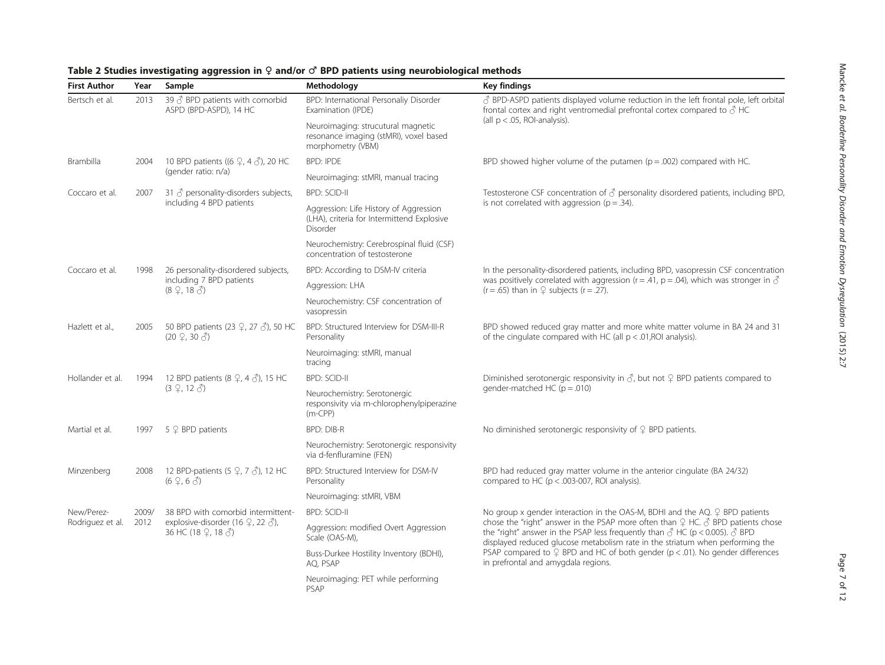**Table 2 Studies investigating aggression in ♀ and/or ♂ BPD patients using neurobiological methods**

| First Author | Year | Sample | Methodology | Key findings |
| --- | --- | --- | --- | --- |
| Bertsch et al. | 2013 | 39 ♂ BPD patients with comorbid ASPD (BPD-ASPD), 14 HC | BPD: International Personaliy Disorder Examination (IPDE) | ♂ BPD-ASPD patients displayed volume reduction in the left frontal pole, left orbital frontal cortex and right ventromedial prefrontal cortex compared to ♂ HC (all p < .05, ROI-analysis). |
| | | | Neuroimaging: strucutural magnetic resonance imaging (stMRI), voxel based morphometry (VBM) | |
| Brambilla | 2004 | 10 BPD patients ((6 ♀, 4 ♂), 20 HC (gender ratio: n/a) | BPD: IPDE | BPD showed higher volume of the putamen (p = .002) compared with HC. |
| | | | Neuroimaging: stMRI, manual tracing | |
| Coccaro et al. | 2007 | 31 ♂ personality-disorders subjects, including 4 BPD patients | BPD: SCID-II | Testosterone CSF concentration of ♂ personality disordered patients, including BPD, is not correlated with aggression (p = .34). |
| | | | Aggression: Life History of Aggression (LHA), criteria for Intermittend Explosive Disorder | |
| | | | Neurochemistry: Cerebrospinal fluid (CSF) concentration of testosterone | |
| Coccaro et al. | 1998 | 26 personality-disordered subjects, including 7 BPD patients (8 ♀, 18 ♂) | BPD: According to DSM-IV criteria | In the personality-disordered patients, including BPD, vasopressin CSF concentration was positively correlated with aggression (r = .41, p = .04), which was stronger in ♂ (r = .65) than in ♀ subjects (r = .27). |
| | | | Aggression: LHA | |
| | | | Neurochemistry: CSF concentration of vasopressin | |
| Hazlett et al., | 2005 | 50 BPD patients (23 ♀, 27 ♂), 50 HC (20 ♀, 30 ♂) | BPD: Structured Interview for DSM-III-R Personality | BPD showed reduced gray matter and more white matter volume in BA 24 and 31 of the cingulate compared with HC (all p < .01,ROI analysis). |
| | | | Neuroimaging: stMRI, manual tracing | |
| Hollander et al. | 1994 | 12 BPD patients (8 ♀, 4 ♂), 15 HC (3 ♀, 12 ♂) | BPD: SCID-II | Diminished serotonergic responsivity in ♂, but not ♀ BPD patients compared to gender-matched HC (p = .010) |
| | | | Neurochemistry: Serotonergic responsivity via m-chlorophenylpiperazine (m-CPP) | |
| Martial et al. | 1997 | 5 ♀ BPD patients | BPD: DIB-R | No diminished serotonergic responsivity of ♀ BPD patients. |
| | | | Neurochemistry: Serotonergic responsivity via d-fenfluramine (FEN) | |
| Minzenberg | 2008 | 12 BPD-patients (5 ♀, 7 ♂), 12 HC (6 ♀, 6 ♂) | BPD: Structured Interview for DSM-IV Personality | BPD had reduced gray matter volume in the anterior cingulate (BA 24/32) compared to HC (p < .003-007, ROI analysis). |
| | | | Neuroimaging: stMRI, VBM | |
| New/Perez-Rodriguez et al. | 2009/ 2012 | 38 BPD with comorbid intermittent-explosive-disorder (16 ♀, 22 ♂), 36 HC (18 ♀, 18 ♂) | BPD: SCID-II | No group x gender interaction in the OAS-M, BDHI and the AQ. ♀ BPD patients chose the "right" answer in the PSAP more often than ♀ HC. ♂ BPD patients chose the "right" answer in the PSAP less frequently than ♂ HC (p < 0.005). ♂ BPD displayed reduced glucose metabolism rate in the striatum when performing the PSAP compared to ♀ BPD and HC of both gender (p < .01). No gender differences in prefrontal and amygdala regions. |
| | | | Aggression: modified Overt Aggression Scale (OAS-M), | |
| | | | Buss-Durkee Hostility Inventory (BDHI), AQ, PSAP | |
| | | | Neuroimaging: PET while performing PSAP | |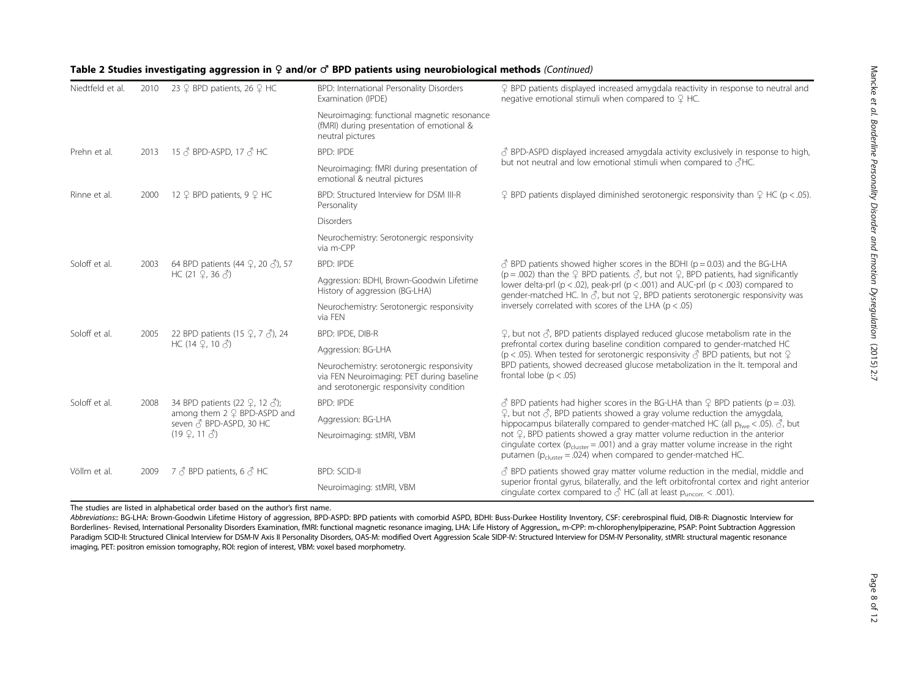**Table 2 Studies investigating aggression in ♀ and/or ♂ BPD patients using neurobiological methods** *(Continued)*

| | | | | |
|---|---|---|---|---|
| Niedtfeld et al. | 2010 | 23 ♀ BPD patients, 26 ♀ HC | BPD: International Personality Disorders Examination (IPDE) | ♀ BPD patients displayed increased amygdala reactivity in response to neutral and negative emotional stimuli when compared to ♀ HC. |
| | | | Neuroimaging: functional magnetic resonance (fMRI) during presentation of emotional & neutral pictures | |
| Prehn et al. | 2013 | 15 ♂ BPD-ASPD, 17 ♂ HC | BPD: IPDE | ♂ BPD-ASPD displayed increased amygdala activity exclusively in response to high, but not neutral and low emotional stimuli when compared to ♂HC. |
| | | | Neuroimaging: fMRI during presentation of emotional & neutral pictures | |
| Rinne et al. | 2000 | 12 ♀ BPD patients, 9 ♀ HC | BPD: Structured Interview for DSM III-R Personality | ♀ BPD patients displayed diminished serotonergic responsivity than ♀ HC ($p < .05$). |
| | | | Disorders | |
| | | | Neurochemistry: Serotonergic responsivity via m-CPP | |
| Soloff et al. | 2003 | 64 BPD patients (44 ♀, 20 ♂), 57 HC (21 ♀, 36 ♂) | BPD: IPDE | ♂ BPD patients showed higher scores in the BDHI ($p = 0.03$) and the BG-LHA ($p = .002$) than the ♀ BPD patients. ♂, but not ♀, BPD patients, had significantly lower delta-prl ($p < .02$), peak-prl ($p < .001$) and AUC-prl ($p < .003$) compared to gender-matched HC. In ♂, but not ♀, BPD patients serotonergic responsivity was inversely correlated with scores of the LHA ($p < .05$) |
| | | | Aggression: BDHI, Brown-Goodwin Lifetime History of aggression (BG-LHA) | |
| | | | Neurochemistry: Serotonergic responsivity via FEN | |
| Soloff et al. | 2005 | 22 BPD patients (15 ♀, 7 ♂), 24 HC (14 ♀, 10 ♂) | BPD: IPDE, DIB-R | ♀, but not ♂, BPD patients displayed reduced glucose metabolism rate in the prefrontal cortex during baseline condition compared to gender-matched HC ($p < .05$). When tested for serotonergic responsivity ♂ BPD patients, but not ♀ BPD patients, showed decreased glucose metabolization in the lt. temporal and frontal lobe ($p < .05$) |
| | | | Aggression: BG-LHA | |
| | | | Neurochemistry: serotonergic responsivity via FEN Neuroimaging: PET during baseline and serotonergic responsivity condition | |
| Soloff et al. | 2008 | 34 BPD patients (22 ♀, 12 ♂); among them 2 ♀ BPD-ASPD and seven ♂ BPD-ASPD, 30 HC (19 ♀, 11 ♂) | BPD: IPDE | ♂ BPD patients had higher scores in the BG-LHA than ♀ BPD patients ($p = .03$). ♀, but not ♂, BPD patients showed a gray volume reduction the amygdala, hippocampus bilaterally compared to gender-matched HC (all $p_{fwe} < .05$). ♂, but not ♀, BPD patients showed a gray matter volume reduction in the anterior cingulate cortex ($p_{cluster} = .001$) and a gray matter volume increase in the right putamen ($p_{cluster} = .024$) when compared to gender-matched HC. |
| | | | Aggression: BG-LHA | |
| | | | Neuroimaging: stMRI, VBM | |
| Völlm et al. | 2009 | 7 ♂ BPD patients, 6 ♂ HC | BPD: SCID-II | ♂ BPD patients showed gray matter volume reduction in the medial, middle and superior frontal gyrus, bilaterally, and the left orbitofrontal cortex and right anterior cingulate cortex compared to ♂ HC (all at least $p_{uncorr.} < .001$). |
| | | | Neuroimaging: stMRI, VBM | |

The studies are listed in alphabetical order based on the author's first name.

*Abbreviations*:: BG-LHA: Brown-Goodwin Lifetime History of aggression, BPD-ASPD: BPD patients with comorbid ASPD, BDHI: Buss-Durkee Hostility Inventory, CSF: cerebrospinal fluid, DIB-R: Diagnostic Interview for Borderlines- Revised, International Personality Disorders Examination, fMRI: functional magnetic resonance imaging, LHA: Life History of Aggression,, m-CPP: m-chlorophenylpiperazine, PSAP: Point Subtraction Aggression Paradigm SCID-II: Structured Clinical Interview for DSM-IV Axis II Personality Disorders, OAS-M: modified Overt Aggression Scale SIDP-IV: Structured Interview for DSM-IV Personality, stMRI: structural magentic resonance imaging, PET: positron emission tomography, ROI: region of interest, VBM: voxel based morphometry.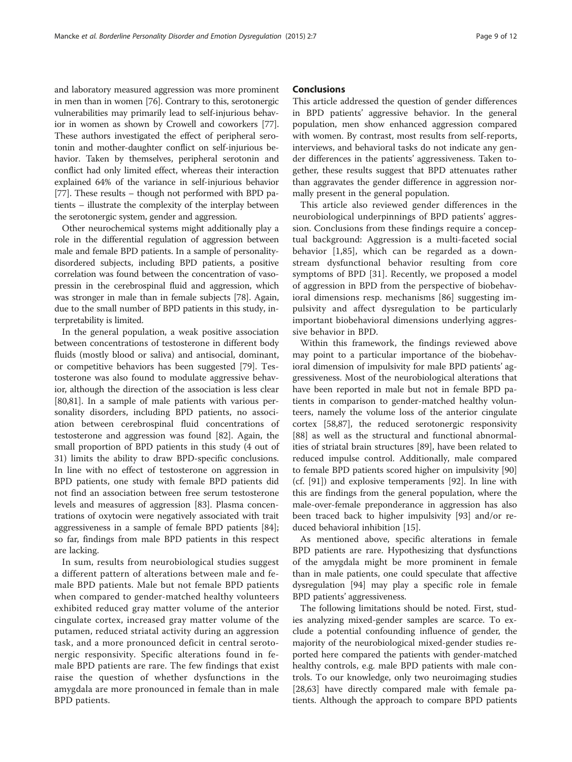and laboratory measured aggression was more prominent in men than in women [76]. Contrary to this, serotonergic vulnerabilities may primarily lead to self-injurious behavior in women as shown by Crowell and coworkers [77]. These authors investigated the effect of peripheral serotonin and mother-daughter conflict on self-injurious behavior. Taken by themselves, peripheral serotonin and conflict had only limited effect, whereas their interaction explained 64% of the variance in self-injurious behavior [77]. These results – though not performed with BPD patients – illustrate the complexity of the interplay between the serotonergic system, gender and aggression.

Other neurochemical systems might additionally play a role in the differential regulation of aggression between male and female BPD patients. In a sample of personality-disordered subjects, including BPD patients, a positive correlation was found between the concentration of vasopressin in the cerebrospinal fluid and aggression, which was stronger in male than in female subjects [78]. Again, due to the small number of BPD patients in this study, interpretability is limited.

In the general population, a weak positive association between concentrations of testosterone in different body fluids (mostly blood or saliva) and antisocial, dominant, or competitive behaviors has been suggested [79]. Testosterone was also found to modulate aggressive behavior, although the direction of the association is less clear [80,81]. In a sample of male patients with various personality disorders, including BPD patients, no association between cerebrospinal fluid concentrations of testosterone and aggression was found [82]. Again, the small proportion of BPD patients in this study (4 out of 31) limits the ability to draw BPD-specific conclusions. In line with no effect of testosterone on aggression in BPD patients, one study with female BPD patients did not find an association between free serum testosterone levels and measures of aggression [83]. Plasma concentrations of oxytocin were negatively associated with trait aggressiveness in a sample of female BPD patients [84]; so far, findings from male BPD patients in this respect are lacking.

In sum, results from neurobiological studies suggest a different pattern of alterations between male and female BPD patients. Male but not female BPD patients when compared to gender-matched healthy volunteers exhibited reduced gray matter volume of the anterior cingulate cortex, increased gray matter volume of the putamen, reduced striatal activity during an aggression task, and a more pronounced deficit in central serotonergic responsivity. Specific alterations found in female BPD patients are rare. The few findings that exist raise the question of whether dysfunctions in the amygdala are more pronounced in female than in male BPD patients.

## Conclusions

This article addressed the question of gender differences in BPD patients' aggressive behavior. In the general population, men show enhanced aggression compared with women. By contrast, most results from self-reports, interviews, and behavioral tasks do not indicate any gender differences in the patients' aggressiveness. Taken together, these results suggest that BPD attenuates rather than aggravates the gender difference in aggression normally present in the general population.

This article also reviewed gender differences in the neurobiological underpinnings of BPD patients' aggression. Conclusions from these findings require a conceptual background: Aggression is a multi-faceted social behavior [1,85], which can be regarded as a downstream dysfunctional behavior resulting from core symptoms of BPD [31]. Recently, we proposed a model of aggression in BPD from the perspective of biobehavioral dimensions resp. mechanisms [86] suggesting impulsivity and affect dysregulation to be particularly important biobehavioral dimensions underlying aggressive behavior in BPD.

Within this framework, the findings reviewed above may point to a particular importance of the biobehavioral dimension of impulsivity for male BPD patients' aggressiveness. Most of the neurobiological alterations that have been reported in male but not in female BPD patients in comparison to gender-matched healthy volunteers, namely the volume loss of the anterior cingulate cortex [58,87], the reduced serotonergic responsivity [88] as well as the structural and functional abnormalities of striatal brain structures [89], have been related to reduced impulse control. Additionally, male compared to female BPD patients scored higher on impulsivity [90] (cf. [91]) and explosive temperaments [92]. In line with this are findings from the general population, where the male-over-female preponderance in aggression has also been traced back to higher impulsivity [93] and/or reduced behavioral inhibition [15].

As mentioned above, specific alterations in female BPD patients are rare. Hypothesizing that dysfunctions of the amygdala might be more prominent in female than in male patients, one could speculate that affective dysregulation [94] may play a specific role in female BPD patients' aggressiveness.

The following limitations should be noted. First, studies analyzing mixed-gender samples are scarce. To exclude a potential confounding influence of gender, the majority of the neurobiological mixed-gender studies reported here compared the patients with gender-matched healthy controls, e.g. male BPD patients with male controls. To our knowledge, only two neuroimaging studies [28,63] have directly compared male with female patients. Although the approach to compare BPD patients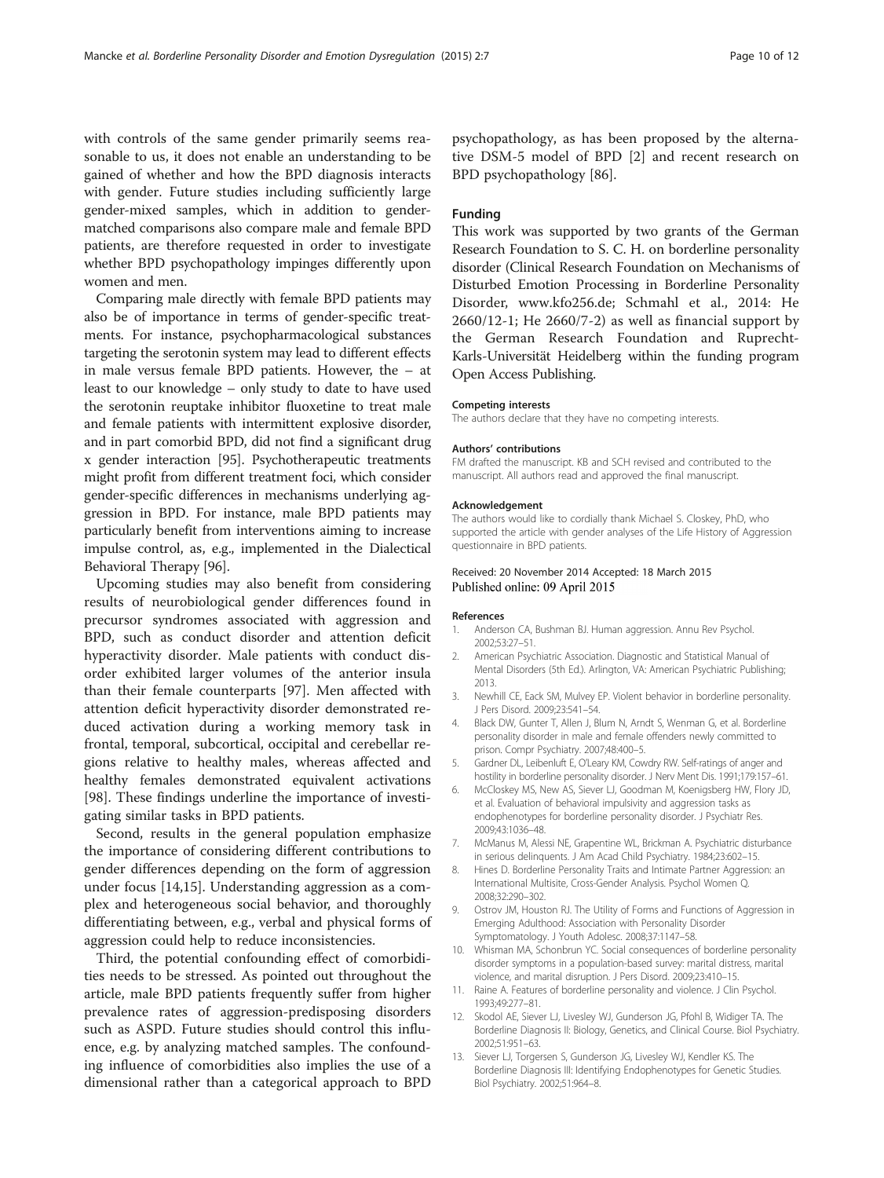with controls of the same gender primarily seems reasonable to us, it does not enable an understanding to be gained of whether and how the BPD diagnosis interacts with gender. Future studies including sufficiently large gender-mixed samples, which in addition to gender-matched comparisons also compare male and female BPD patients, are therefore requested in order to investigate whether BPD psychopathology impinges differently upon women and men.

Comparing male directly with female BPD patients may also be of importance in terms of gender-specific treatments. For instance, psychopharmacological substances targeting the serotonin system may lead to different effects in male versus female BPD patients. However, the – at least to our knowledge – only study to date to have used the serotonin reuptake inhibitor fluoxetine to treat male and female patients with intermittent explosive disorder, and in part comorbid BPD, did not find a significant drug x gender interaction [95]. Psychotherapeutic treatments might profit from different treatment foci, which consider gender-specific differences in mechanisms underlying aggression in BPD. For instance, male BPD patients may particularly benefit from interventions aiming to increase impulse control, as, e.g., implemented in the Dialectical Behavioral Therapy [96].

Upcoming studies may also benefit from considering results of neurobiological gender differences found in precursor syndromes associated with aggression and BPD, such as conduct disorder and attention deficit hyperactivity disorder. Male patients with conduct disorder exhibited larger volumes of the anterior insula than their female counterparts [97]. Men affected with attention deficit hyperactivity disorder demonstrated reduced activation during a working memory task in frontal, temporal, subcortical, occipital and cerebellar regions relative to healthy males, whereas affected and healthy females demonstrated equivalent activations [98]. These findings underline the importance of investigating similar tasks in BPD patients.

Second, results in the general population emphasize the importance of considering different contributions to gender differences depending on the form of aggression under focus [14,15]. Understanding aggression as a complex and heterogeneous social behavior, and thoroughly differentiating between, e.g., verbal and physical forms of aggression could help to reduce inconsistencies.

Third, the potential confounding effect of comorbidities needs to be stressed. As pointed out throughout the article, male BPD patients frequently suffer from higher prevalence rates of aggression-predisposing disorders such as ASPD. Future studies should control this influence, e.g. by analyzing matched samples. The confounding influence of comorbidities also implies the use of a dimensional rather than a categorical approach to BPD psychopathology, as has been proposed by the alternative DSM-5 model of BPD [2] and recent research on BPD psychopathology [86].

### Funding

This work was supported by two grants of the German Research Foundation to S. C. H. on borderline personality disorder (Clinical Research Foundation on Mechanisms of Disturbed Emotion Processing in Borderline Personality Disorder, www.kfo256.de; Schmahl et al., 2014: He 2660/12-1; He 2660/7-2) as well as financial support by the German Research Foundation and Ruprecht-Karls-Universität Heidelberg within the funding program Open Access Publishing.

#### Competing interests

The authors declare that they have no competing interests.

#### Authors' contributions

FM drafted the manuscript. KB and SCH revised and contributed to the manuscript. All authors read and approved the final manuscript.

#### Acknowledgement

The authors would like to cordially thank Michael S. Closkey, PhD, who supported the article with gender analyses of the Life History of Aggression questionnaire in BPD patients.

Received: 20 November 2014 Accepted: 18 March 2015
Published online: 09 April 2015

#### References

1. Anderson CA, Bushman BJ. Human aggression. Annu Rev Psychol. 2002;53:27–51.
2. American Psychiatric Association. Diagnostic and Statistical Manual of Mental Disorders (5th Ed.). Arlington, VA: American Psychiatric Publishing; 2013.
3. Newhill CE, Eack SM, Mulvey EP. Violent behavior in borderline personality. J Pers Disord. 2009;23:541–54.
4. Black DW, Gunter T, Allen J, Blum N, Arndt S, Wenman G, et al. Borderline personality disorder in male and female offenders newly committed to prison. Compr Psychiatry. 2007;48:400–5.
5. Gardner DL, Leibenluft E, O'Leary KM, Cowdry RW. Self-ratings of anger and hostility in borderline personality disorder. J Nerv Ment Dis. 1991;179:157–61.
6. McCloskey MS, New AS, Siever LJ, Goodman M, Koenigsberg HW, Flory JD, et al. Evaluation of behavioral impulsivity and aggression tasks as endophenotypes for borderline personality disorder. J Psychiatr Res. 2009;43:1036–48.
7. McManus M, Alessi NE, Grapentine WL, Brickman A. Psychiatric disturbance in serious delinquents. J Am Acad Child Psychiatry. 1984;23:602–15.
8. Hines D. Borderline Personality Traits and Intimate Partner Aggression: an International Multisite, Cross-Gender Analysis. Psychol Women Q. 2008;32:290–302.
9. Ostrov JM, Houston RJ. The Utility of Forms and Functions of Aggression in Emerging Adulthood: Association with Personality Disorder Symptomatology. J Youth Adolesc. 2008;37:1147–58.
10. Whisman MA, Schonbrun YC. Social consequences of borderline personality disorder symptoms in a population-based survey: marital distress, marital violence, and marital disruption. J Pers Disord. 2009;23:410–15.
11. Raine A. Features of borderline personality and violence. J Clin Psychol. 1993;49:277–81.
12. Skodol AE, Siever LJ, Livesley WJ, Gunderson JG, Pfohl B, Widiger TA. The Borderline Diagnosis II: Biology, Genetics, and Clinical Course. Biol Psychiatry. 2002;51:951–63.
13. Siever LJ, Torgersen S, Gunderson JG, Livesley WJ, Kendler KS. The Borderline Diagnosis III: Identifying Endophenotypes for Genetic Studies. Biol Psychiatry. 2002;51:964–8.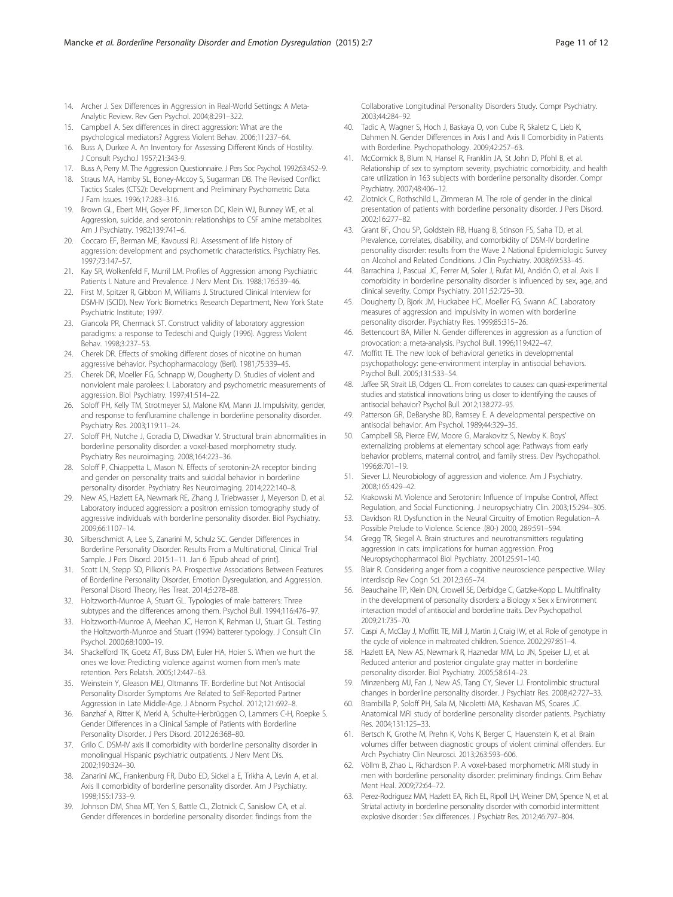14. Archer J. Sex Differences in Aggression in Real-World Settings: A Meta-Analytic Review. Rev Gen Psychol. 2004;8:291–322.
15. Campbell A. Sex differences in direct aggression: What are the psychological mediators? Aggress Violent Behav. 2006;11:237–64.
16. Buss A, Durkee A. An Inventory for Assessing Different Kinds of Hostility. J Consult Psycho.l 1957;21:343-9.
17. Buss A, Perry M. The Aggression Questionnaire. J Pers Soc Psychol. 1992;63:452–9.
18. Straus MA, Hamby SL, Boney-Mccoy S, Sugarman DB. The Revised Conflict Tactics Scales (CTS2): Development and Preliminary Psychometric Data. J Fam Issues. 1996;17:283–316.
19. Brown GL, Ebert MH, Goyer PF, Jimerson DC, Klein WJ, Bunney WE, et al. Aggression, suicide, and serotonin: relationships to CSF amine metabolites. Am J Psychiatry. 1982;139:741–6.
20. Coccaro EF, Berman ME, Kavoussi RJ. Assessment of life history of aggression: development and psychometric characteristics. Psychiatry Res. 1997;73:147–57.
21. Kay SR, Wolkenfeld F, Murril LM. Profiles of Aggression among Psychiatric Patients I. Nature and Prevalence. J Nerv Ment Dis. 1988;176:539–46.
22. First M, Spitzer R, Gibbon M, Williams J. Structured Clinical Interview for DSM-IV (SCID). New York: Biometrics Research Department, New York State Psychiatric Institute; 1997.
23. Giancola PR, Chermack ST. Construct validity of laboratory aggression paradigms: a response to Tedeschi and Quigly (1996). Aggress Violent Behav. 1998;3:237–53.
24. Cherek DR. Effects of smoking different doses of nicotine on human aggressive behavior. Psychopharmacology (Berl). 1981;75:339–45.
25. Cherek DR, Moeller FG, Schnapp W, Dougherty D. Studies of violent and nonviolent male parolees: I. Laboratory and psychometric measurements of aggression. Biol Psychiatry. 1997;41:514–22.
26. Soloff PH, Kelly TM, Strotmeyer SJ, Malone KM, Mann JJ. Impulsivity, gender, and response to fenfluramine challenge in borderline personality disorder. Psychiatry Res. 2003;119:11–24.
27. Soloff PH, Nutche J, Goradia D, Diwadkar V. Structural brain abnormalities in borderline personality disorder: a voxel-based morphometry study. Psychiatry Res neuroimaging. 2008;164:223–36.
28. Soloff P, Chiappetta L, Mason N. Effects of serotonin-2A receptor binding and gender on personality traits and suicidal behavior in borderline personality disorder. Psychiatry Res Neuroimaging. 2014;222:140–8.
29. New AS, Hazlett EA, Newmark RE, Zhang J, Triebwasser J, Meyerson D, et al. Laboratory induced aggression: a positron emission tomography study of aggressive individuals with borderline personality disorder. Biol Psychiatry. 2009;66:1107–14.
30. Silberschmidt A, Lee S, Zanarini M, Schulz SC. Gender Differences in Borderline Personality Disorder: Results From a Multinational, Clinical Trial Sample. J Pers Disord. 2015:1–11. Jan 6 [Epub ahead of print].
31. Scott LN, Stepp SD, Pilkonis PA. Prospective Associations Between Features of Borderline Personality Disorder, Emotion Dysregulation, and Aggression. Personal Disord Theory, Res Treat. 2014;5:278–88.
32. Holtzworth-Munroe A, Stuart GL. Typologies of male batterers: Three subtypes and the differences among them. Psychol Bull. 1994;116:476–97.
33. Holtzworth-Munroe A, Meehan JC, Herron K, Rehman U, Stuart GL. Testing the Holtzworth-Munroe and Stuart (1994) batterer typology. J Consult Clin Psychol. 2000;68:1000–19.
34. Shackelford TK, Goetz AT, Buss DM, Euler HA, Hoier S. When we hurt the ones we love: Predicting violence against women from men's mate retention. Pers Relatsh. 2005;12:447–63.
35. Weinstein Y, Gleason MEJ, Oltmanns TF. Borderline but Not Antisocial Personality Disorder Symptoms Are Related to Self-Reported Partner Aggression in Late Middle-Age. J Abnorm Psychol. 2012;121:692–8.
36. Banzhaf A, Ritter K, Merkl A, Schulte-Herbrüggen O, Lammers C-H, Roepke S. Gender Differences in a Clinical Sample of Patients with Borderline Personality Disorder. J Pers Disord. 2012;26:368–80.
37. Grilo C. DSM-IV axis II comorbidity with borderline personality disorder in monolingual Hispanic psychiatric outpatients. J Nerv Ment Dis. 2002;190:324–30.
38. Zanarini MC, Frankenburg FR, Dubo ED, Sickel a E, Trikha A, Levin A, et al. Axis II comorbidity of borderline personality disorder. Am J Psychiatry. 1998;155:1733–9.
39. Johnson DM, Shea MT, Yen S, Battle CL, Zlotnick C, Sanislow CA, et al. Gender differences in borderline personality disorder: findings from the Collaborative Longitudinal Personality Disorders Study. Compr Psychiatry. 2003;44:284–92.
40. Tadic A, Wagner S, Hoch J, Baskaya O, von Cube R, Skaletz C, Lieb K, Dahmen N. Gender Differences in Axis I and Axis II Comorbidity in Patients with Borderline. Psychopathology. 2009;42:257–63.
41. McCormick B, Blum N, Hansel R, Franklin JA, St John D, Pfohl B, et al. Relationship of sex to symptom severity, psychiatric comorbidity, and health care utilization in 163 subjects with borderline personality disorder. Compr Psychiatry. 2007;48:406–12.
42. Zlotnick C, Rothschild L, Zimmeran M. The role of gender in the clinical presentation of patients with borderline personality disorder. J Pers Disord. 2002;16:277–82.
43. Grant BF, Chou SP, Goldstein RB, Huang B, Stinson FS, Saha TD, et al. Prevalence, correlates, disability, and comorbidity of DSM-IV borderline personality disorder: results from the Wave 2 National Epidemiologic Survey on Alcohol and Related Conditions. J Clin Psychiatry. 2008;69:533–45.
44. Barrachina J, Pascual JC, Ferrer M, Soler J, Rufat MJ, Andión O, et al. Axis II comorbidity in borderline personality disorder is influenced by sex, age, and clinical severity. Compr Psychiatry. 2011;52:725–30.
45. Dougherty D, Bjork JM, Huckabee HC, Moeller FG, Swann AC. Laboratory measures of aggression and impulsivity in women with borderline personality disorder. Psychiatry Res. 1999;85:315–26.
46. Bettencourt BA, Miller N. Gender differences in aggression as a function of provocation: a meta-analysis. Psychol Bull. 1996;119:422–47.
47. Moffitt TE. The new look of behavioral genetics in developmental psychopathology: gene-environment interplay in antisocial behaviors. Psychol Bull. 2005;131:533–54.
48. Jaffee SR, Strait LB, Odgers CL. From correlates to causes: can quasi-experimental studies and statistical innovations bring us closer to identifying the causes of antisocial behavior? Psychol Bull. 2012;138:272–95.
49. Patterson GR, DeBaryshe BD, Ramsey E. A developmental perspective on antisocial behavior. Am Psychol. 1989;44:329–35.
50. Campbell SB, Pierce EW, Moore G, Marakovitz S, Newby K. Boys' externalizing problems at elementary school age: Pathways from early behavior problems, maternal control, and family stress. Dev Psychopathol. 1996;8:701–19.
51. Siever LJ. Neurobiology of aggression and violence. Am J Psychiatry. 2008;165:429–42.
52. Krakowski M. Violence and Serotonin: Influence of Impulse Control, Affect Regulation, and Social Functioning. J neuropsychiatry Clin. 2003;15:294–305.
53. Davidson RJ. Dysfunction in the Neural Circuitry of Emotion Regulation--A Possible Prelude to Violence. Science .(80-) 2000, 289:591–594.
54. Gregg TR, Siegel A. Brain structures and neurotransmitters regulating aggression in cats: implications for human aggression. Prog Neuropsychopharmacol Biol Psychiatry. 2001;25:91–140.
55. Blair R. Considering anger from a cognitive neuroscience perspective. Wiley Interdiscip Rev Cogn Sci. 2012;3:65–74.
56. Beauchaine TP, Klein DN, Crowell SE, Derbidge C, Gatzke-Kopp L. Multifinality in the development of personality disorders: a Biology x Sex x Environment interaction model of antisocial and borderline traits. Dev Psychopathol. 2009;21:735–70.
57. Caspi A, McClay J, Moffitt TE, Mill J, Martin J, Craig IW, et al. Role of genotype in the cycle of violence in maltreated children. Science. 2002;297:851–4.
58. Hazlett EA, New AS, Newmark R, Haznedar MM, Lo JN, Speiser LJ, et al. Reduced anterior and posterior cingulate gray matter in borderline personality disorder. Biol Psychiatry. 2005;58:614–23.
59. Minzenberg MJ, Fan J, New AS, Tang CY, Siever LJ. Frontolimbic structural changes in borderline personality disorder. J Psychiatr Res. 2008;42:727–33.
60. Brambilla P, Soloff PH, Sala M, Nicoletti MA, Keshavan MS, Soares JC. Anatomical MRI study of borderline personality disorder patients. Psychiatry Res. 2004;131:125–33.
61. Bertsch K, Grothe M, Prehn K, Vohs K, Berger C, Hauenstein K, et al. Brain volumes differ between diagnostic groups of violent criminal offenders. Eur Arch Psychiatry Clin Neurosci. 2013;263:593–606.
62. Völlm B, Zhao L, Richardson P. A voxel-based morphometric MRI study in men with borderline personality disorder: preliminary findings. Crim Behav Ment Heal. 2009;72:64–72.
63. Perez-Rodriguez MM, Hazlett EA, Rich EL, Ripoll LH, Weiner DM, Spence N, et al. Striatal activity in borderline personality disorder with comorbid intermittent explosive disorder : Sex differences. J Psychiatr Res. 2012;46:797–804.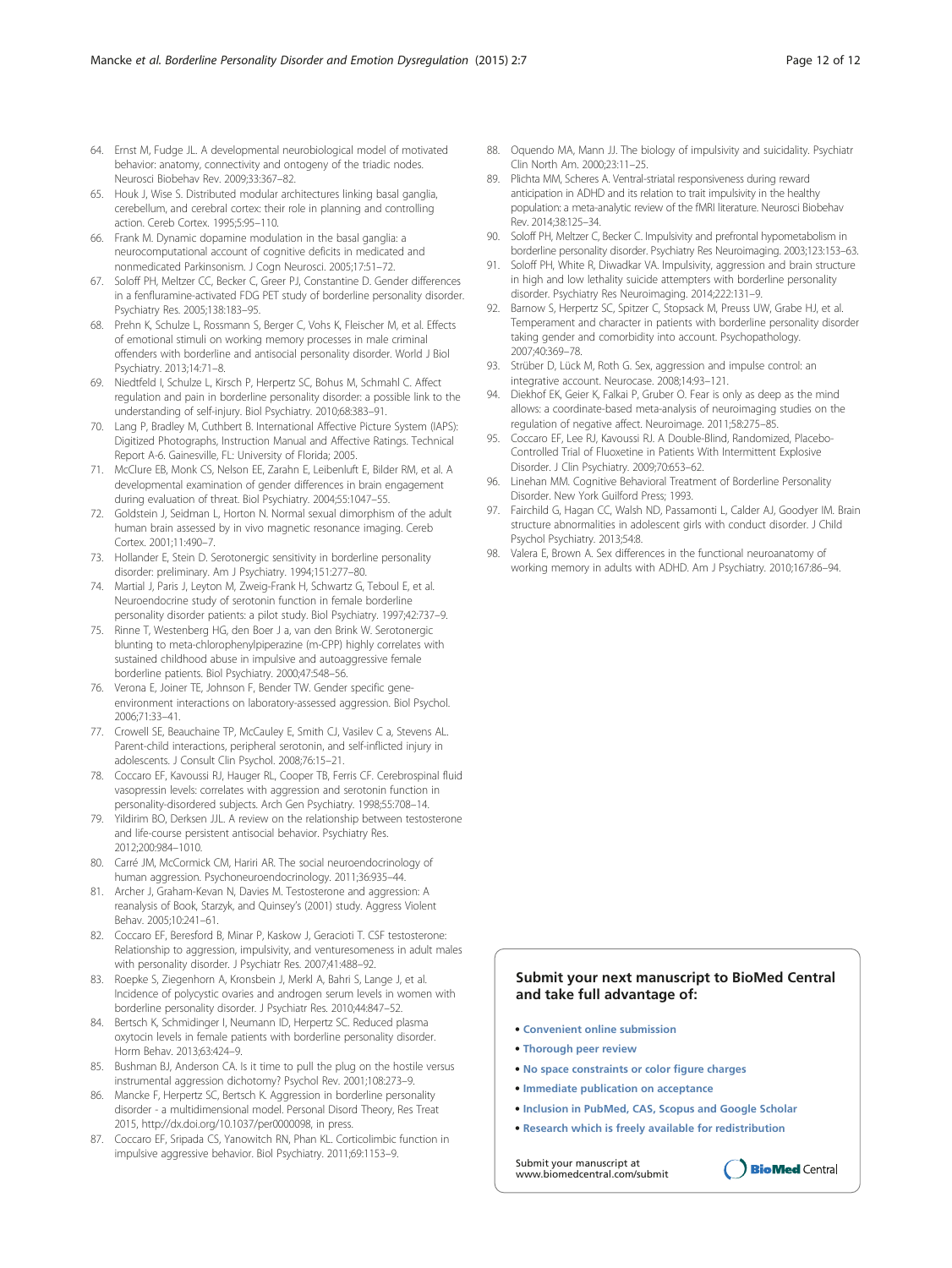64. Ernst M, Fudge JL. A developmental neurobiological model of motivated behavior: anatomy, connectivity and ontogeny of the triadic nodes. Neurosci Biobehav Rev. 2009;33:367–82.
65. Houk J, Wise S. Distributed modular architectures linking basal ganglia, cerebellum, and cerebral cortex: their role in planning and controlling action. Cereb Cortex. 1995;5:95–110.
66. Frank M. Dynamic dopamine modulation in the basal ganglia: a neurocomputational account of cognitive deficits in medicated and nonmedicated Parkinsonism. J Cogn Neurosci. 2005;17:51–72.
67. Soloff PH, Meltzer CC, Becker C, Greer PJ, Constantine D. Gender differences in a fenfluramine-activated FDG PET study of borderline personality disorder. Psychiatry Res. 2005;138:183–95.
68. Prehn K, Schulze L, Rossmann S, Berger C, Vohs K, Fleischer M, et al. Effects of emotional stimuli on working memory processes in male criminal offenders with borderline and antisocial personality disorder. World J Biol Psychiatry. 2013;14:71–8.
69. Niedtfeld I, Schulze L, Kirsch P, Herpertz SC, Bohus M, Schmahl C. Affect regulation and pain in borderline personality disorder: a possible link to the understanding of self-injury. Biol Psychiatry. 2010;68:383–91.
70. Lang P, Bradley M, Cuthbert B. International Affective Picture System (IAPS): Digitized Photographs, Instruction Manual and Affective Ratings. Technical Report A-6. Gainesville, FL: University of Florida; 2005.
71. McClure EB, Monk CS, Nelson EE, Zarahn E, Leibenluft E, Bilder RM, et al. A developmental examination of gender differences in brain engagement during evaluation of threat. Biol Psychiatry. 2004;55:1047–55.
72. Goldstein J, Seidman L, Horton N. Normal sexual dimorphism of the adult human brain assessed by in vivo magnetic resonance imaging. Cereb Cortex. 2001;11:490–7.
73. Hollander E, Stein D. Serotonergic sensitivity in borderline personality disorder: preliminary. Am J Psychiatry. 1994;151:277–80.
74. Martial J, Paris J, Leyton M, Zweig-Frank H, Schwartz G, Teboul E, et al. Neuroendocrine study of serotonin function in female borderline personality disorder patients: a pilot study. Biol Psychiatry. 1997;42:737–9.
75. Rinne T, Westenberg HG, den Boer J a, van den Brink W. Serotonergic blunting to meta-chlorophenylpiperazine (m-CPP) highly correlates with sustained childhood abuse in impulsive and autoaggressive female borderline patients. Biol Psychiatry. 2000;47:548–56.
76. Verona E, Joiner TE, Johnson F, Bender TW. Gender specific gene-environment interactions on laboratory-assessed aggression. Biol Psychol. 2006;71:33–41.
77. Crowell SE, Beauchaine TP, McCauley E, Smith CJ, Vasilev C a, Stevens AL. Parent-child interactions, peripheral serotonin, and self-inflicted injury in adolescents. J Consult Clin Psychol. 2008;76:15–21.
78. Coccaro EF, Kavoussi RJ, Hauger RL, Cooper TB, Ferris CF. Cerebrospinal fluid vasopressin levels: correlates with aggression and serotonin function in personality-disordered subjects. Arch Gen Psychiatry. 1998;55:708–14.
79. Yildirim BO, Derksen JJL. A review on the relationship between testosterone and life-course persistent antisocial behavior. Psychiatry Res. 2012;200:984–1010.
80. Carré JM, McCormick CM, Hariri AR. The social neuroendocrinology of human aggression. Psychoneuroendocrinology. 2011;36:935–44.
81. Archer J, Graham-Kevan N, Davies M. Testosterone and aggression: A reanalysis of Book, Starzyk, and Quinsey's (2001) study. Aggress Violent Behav. 2005;10:241–61.
82. Coccaro EF, Beresford B, Minar P, Kaskow J, Geracioti T. CSF testosterone: Relationship to aggression, impulsivity, and venturesomeness in adult males with personality disorder. J Psychiatr Res. 2007;41:488–92.
83. Roepke S, Ziegenhorn A, Kronsbein J, Merkl A, Bahri S, Lange J, et al. Incidence of polycystic ovaries and androgen serum levels in women with borderline personality disorder. J Psychiatr Res. 2010;44:847–52.
84. Bertsch K, Schmidinger I, Neumann ID, Herpertz SC. Reduced plasma oxytocin levels in female patients with borderline personality disorder. Horm Behav. 2013;63:424–9.
85. Bushman BJ, Anderson CA. Is it time to pull the plug on the hostile versus instrumental aggression dichotomy? Psychol Rev. 2001;108:273–9.
86. Mancke F, Herpertz SC, Bertsch K. Aggression in borderline personality disorder - a multidimensional model. Personal Disord Theory, Res Treat 2015, http://dx.doi.org/10.1037/per0000098, in press.
87. Coccaro EF, Sripada CS, Yanowitch RN, Phan KL. Corticolimbic function in impulsive aggressive behavior. Biol Psychiatry. 2011;69:1153–9.
88. Oquendo MA, Mann JJ. The biology of impulsivity and suicidality. Psychiatr Clin North Am. 2000;23:11–25.
89. Plichta MM, Scheres A. Ventral-striatal responsiveness during reward anticipation in ADHD and its relation to trait impulsivity in the healthy population: a meta-analytic review of the fMRI literature. Neurosci Biobehav Rev. 2014;38:125–34.
90. Soloff PH, Meltzer C, Becker C. Impulsivity and prefrontal hypometabolism in borderline personality disorder. Psychiatry Res Neuroimaging. 2003;123:153–63.
91. Soloff PH, White R, Diwadkar VA. Impulsivity, aggression and brain structure in high and low lethality suicide attempters with borderline personality disorder. Psychiatry Res Neuroimaging. 2014;222:131–9.
92. Barnow S, Herpertz SC, Spitzer C, Stopsack M, Preuss UW, Grabe HJ, et al. Temperament and character in patients with borderline personality disorder taking gender and comorbidity into account. Psychopathology. 2007;40:369–78.
93. Strüber D, Lück M, Roth G. Sex, aggression and impulse control: an integrative account. Neurocase. 2008;14:93–121.
94. Diekhof EK, Geier K, Falkai P, Gruber O. Fear is only as deep as the mind allows: a coordinate-based meta-analysis of neuroimaging studies on the regulation of negative affect. Neuroimage. 2011;58:275–85.
95. Coccaro EF, Lee RJ, Kavoussi RJ. A Double-Blind, Randomized, Placebo-Controlled Trial of Fluoxetine in Patients With Intermittent Explosive Disorder. J Clin Psychiatry. 2009;70:653–62.
96. Linehan MM. Cognitive Behavioral Treatment of Borderline Personality Disorder. New York Guilford Press; 1993.
97. Fairchild G, Hagan CC, Walsh ND, Passamonti L, Calder AJ, Goodyer IM. Brain structure abnormalities in adolescent girls with conduct disorder. J Child Psychol Psychiatry. 2013;54:8.
98. Valera E, Brown A. Sex differences in the functional neuroanatomy of working memory in adults with ADHD. Am J Psychiatry. 2010;167:86–94.

**Submit your next manuscript to BioMed Central and take full advantage of:**

- **Convenient online submission**
- **Thorough peer review**
- **No space constraints or color figure charges**
- **Immediate publication on acceptance**
- **Inclusion in PubMed, CAS, Scopus and Google Scholar**
- **Research which is freely available for redistribution**

Submit your manuscript at www.biomedcentral.com/submit

BioMed Central